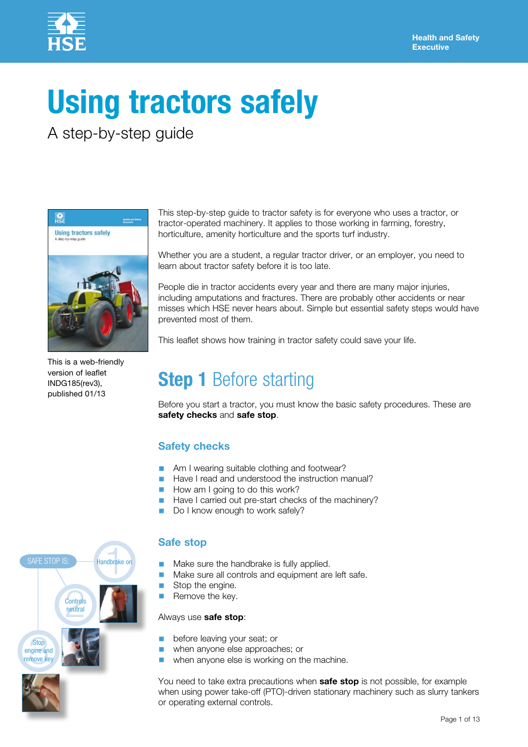# Using tractors safely

A step-by-step guide

This is a web-friendly version of leaflet INDG185(rev3), published 01/13

This step-by-step guide to tractor safety is for everyone who uses a tractor, or tractor-operated machinery. It applies to those working in farming, forestry, horticulture, amenity horticulture and the sports turf industry.

Whether you are a student, a regular tractor driver, or an employer, you need to learn about tractor safety before it is too late.

People die in tractor accidents every year and there are many major injuries, including amputations and fractures. There are probably other accidents or near misses which HSE never hears about. Simple but essential safety steps would have prevented most of them.

This leaflet shows how training in tractor safety could save your life.

## Step 1 Before starting

Before you start a tractor, you must know the basic safety procedures. These are **safety checks** and **safe stop**.

### Safety checks

- Am I wearing suitable clothing and footwear?
- Have I read and understood the instruction manual?
- How am I going to do this work?
- Have I carried out pre-start checks of the machinery?
- Do I know enough to work safely?

### Safe stop

SAFE STOP IS: 1 Handbrake on; 2 Controls neutral; 3 Stop engine and remove key

- Make sure the handbrake is fully applied.
- Make sure all controls and equipment are left safe.
- Stop the engine.
- Remove the key.

Always use **safe stop**:

- before leaving your seat; or
- when anyone else approaches; or
- when anyone else is working on the machine.

You need to take extra precautions when **safe stop** is not possible, for example when using power take-off (PTO)-driven stationary machinery such as slurry tankers or operating external controls.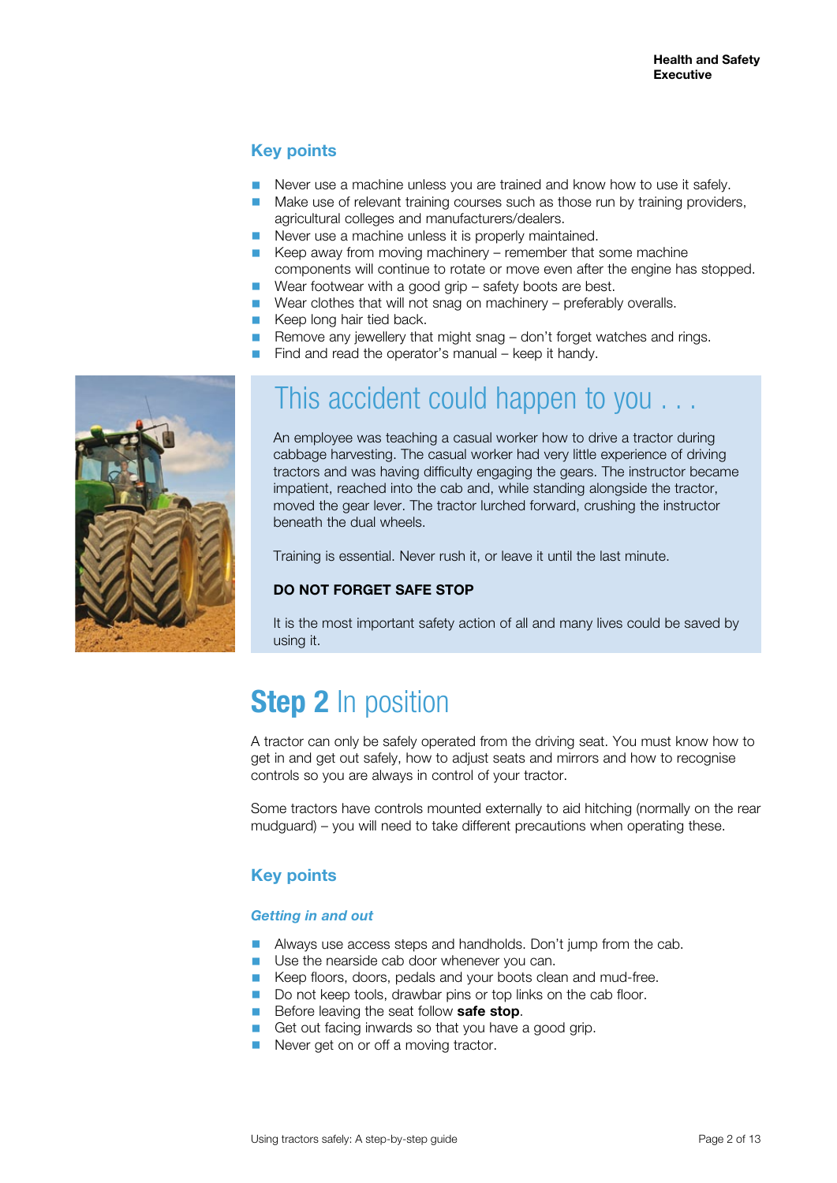### Key points

- Never use a machine unless you are trained and know how to use it safely.
- Make use of relevant training courses such as those run by training providers, agricultural colleges and manufacturers/dealers.
- Never use a machine unless it is properly maintained.
- Keep away from moving machinery – remember that some machine components will continue to rotate or move even after the engine has stopped.
- Wear footwear with a good grip – safety boots are best.
- Wear clothes that will not snag on machinery – preferably overalls.
- Keep long hair tied back.
- Remove any jewellery that might snag – don't forget watches and rings.
- Find and read the operator's manual – keep it handy.

## This accident could happen to you . . .

An employee was teaching a casual worker how to drive a tractor during cabbage harvesting. The casual worker had very little experience of driving tractors and was having difficulty engaging the gears. The instructor became impatient, reached into the cab and, while standing alongside the tractor, moved the gear lever. The tractor lurched forward, crushing the instructor beneath the dual wheels.

Training is essential. Never rush it, or leave it until the last minute.

**DO NOT FORGET SAFE STOP**

It is the most important safety action of all and many lives could be saved by using it.

# Step 2 In position

A tractor can only be safely operated from the driving seat. You must know how to get in and get out safely, how to adjust seats and mirrors and how to recognise controls so you are always in control of your tractor.

Some tractors have controls mounted externally to aid hitching (normally on the rear mudguard) – you will need to take different precautions when operating these.

### Key points

#### *Getting in and out*

- Always use access steps and handholds. Don't jump from the cab.
- Use the nearside cab door whenever you can.
- Keep floors, doors, pedals and your boots clean and mud-free.
- Do not keep tools, drawbar pins or top links on the cab floor.
- Before leaving the seat follow **safe stop**.
- Get out facing inwards so that you have a good grip.
- Never get on or off a moving tractor.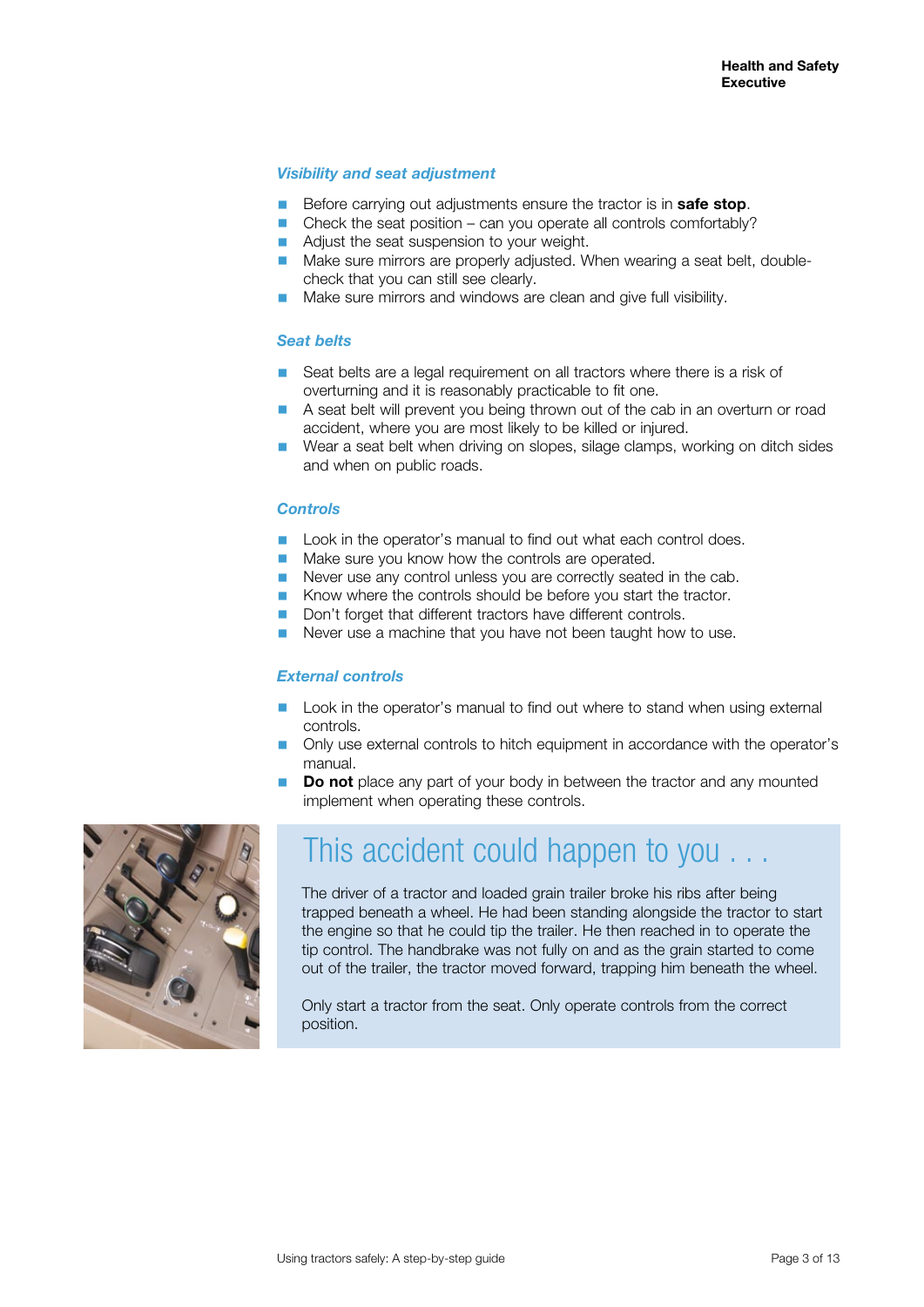### *Visibility and seat adjustment*

- Before carrying out adjustments ensure the tractor is in **safe stop**.
- Check the seat position – can you operate all controls comfortably?
- Adjust the seat suspension to your weight.
- Make sure mirrors are properly adjusted. When wearing a seat belt, double-check that you can still see clearly.
- Make sure mirrors and windows are clean and give full visibility.

### *Seat belts*

- Seat belts are a legal requirement on all tractors where there is a risk of overturning and it is reasonably practicable to fit one.
- A seat belt will prevent you being thrown out of the cab in an overturn or road accident, where you are most likely to be killed or injured.
- Wear a seat belt when driving on slopes, silage clamps, working on ditch sides and when on public roads.

### *Controls*

- Look in the operator's manual to find out what each control does.
- Make sure you know how the controls are operated.
- Never use any control unless you are correctly seated in the cab.
- Know where the controls should be before you start the tractor.
- Don't forget that different tractors have different controls.
- Never use a machine that you have not been taught how to use.

### *External controls*

- Look in the operator's manual to find out where to stand when using external controls.
- Only use external controls to hitch equipment in accordance with the operator's manual.
- **Do not** place any part of your body in between the tractor and any mounted implement when operating these controls.

## This accident could happen to you . . .

The driver of a tractor and loaded grain trailer broke his ribs after being trapped beneath a wheel. He had been standing alongside the tractor to start the engine so that he could tip the trailer. He then reached in to operate the tip control. The handbrake was not fully on and as the grain started to come out of the trailer, the tractor moved forward, trapping him beneath the wheel.

Only start a tractor from the seat. Only operate controls from the correct position.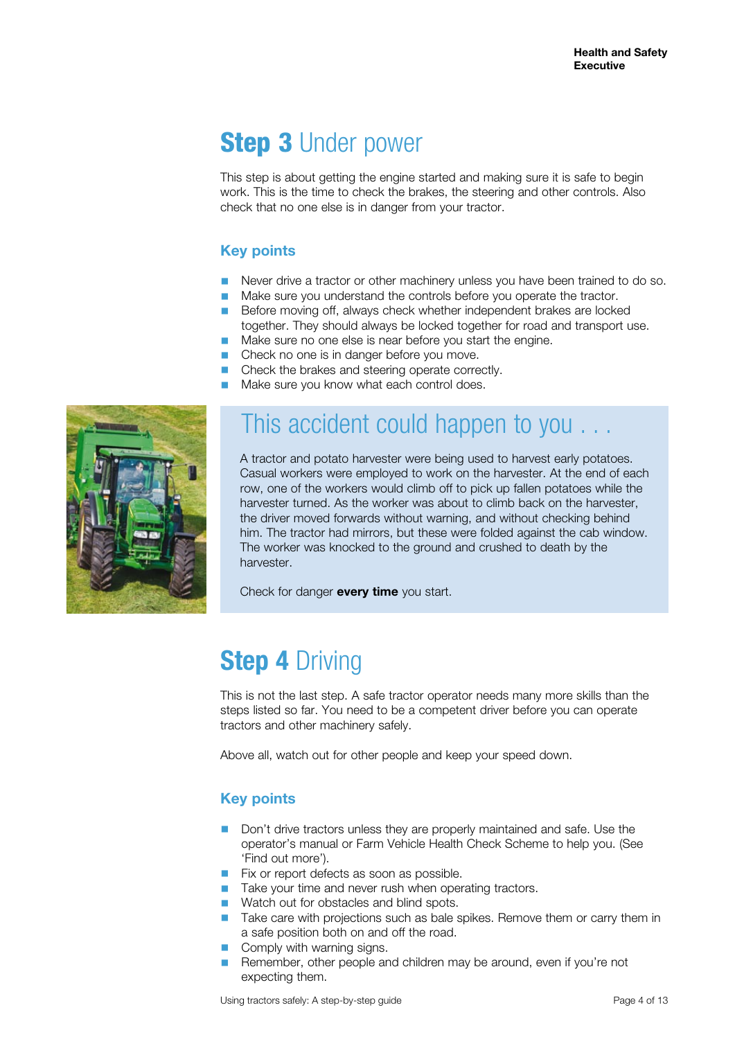# Step 3 Under power

This step is about getting the engine started and making sure it is safe to begin work. This is the time to check the brakes, the steering and other controls. Also check that no one else is in danger from your tractor.

## Key points

- Never drive a tractor or other machinery unless you have been trained to do so.
- Make sure you understand the controls before you operate the tractor.
- Before moving off, always check whether independent brakes are locked together. They should always be locked together for road and transport use.
- Make sure no one else is near before you start the engine.
- Check no one is in danger before you move.
- Check the brakes and steering operate correctly.
- Make sure you know what each control does.

## This accident could happen to you . . .

A tractor and potato harvester were being used to harvest early potatoes. Casual workers were employed to work on the harvester. At the end of each row, one of the workers would climb off to pick up fallen potatoes while the harvester turned. As the worker was about to climb back on the harvester, the driver moved forwards without warning, and without checking behind him. The tractor had mirrors, but these were folded against the cab window. The worker was knocked to the ground and crushed to death by the harvester.

Check for danger **every time** you start.

# Step 4 Driving

This is not the last step. A safe tractor operator needs many more skills than the steps listed so far. You need to be a competent driver before you can operate tractors and other machinery safely.

Above all, watch out for other people and keep your speed down.

## Key points

- Don't drive tractors unless they are properly maintained and safe. Use the operator's manual or Farm Vehicle Health Check Scheme to help you. (See 'Find out more').
- Fix or report defects as soon as possible.
- Take your time and never rush when operating tractors.
- Watch out for obstacles and blind spots.
- Take care with projections such as bale spikes. Remove them or carry them in a safe position both on and off the road.
- Comply with warning signs.
- Remember, other people and children may be around, even if you're not expecting them.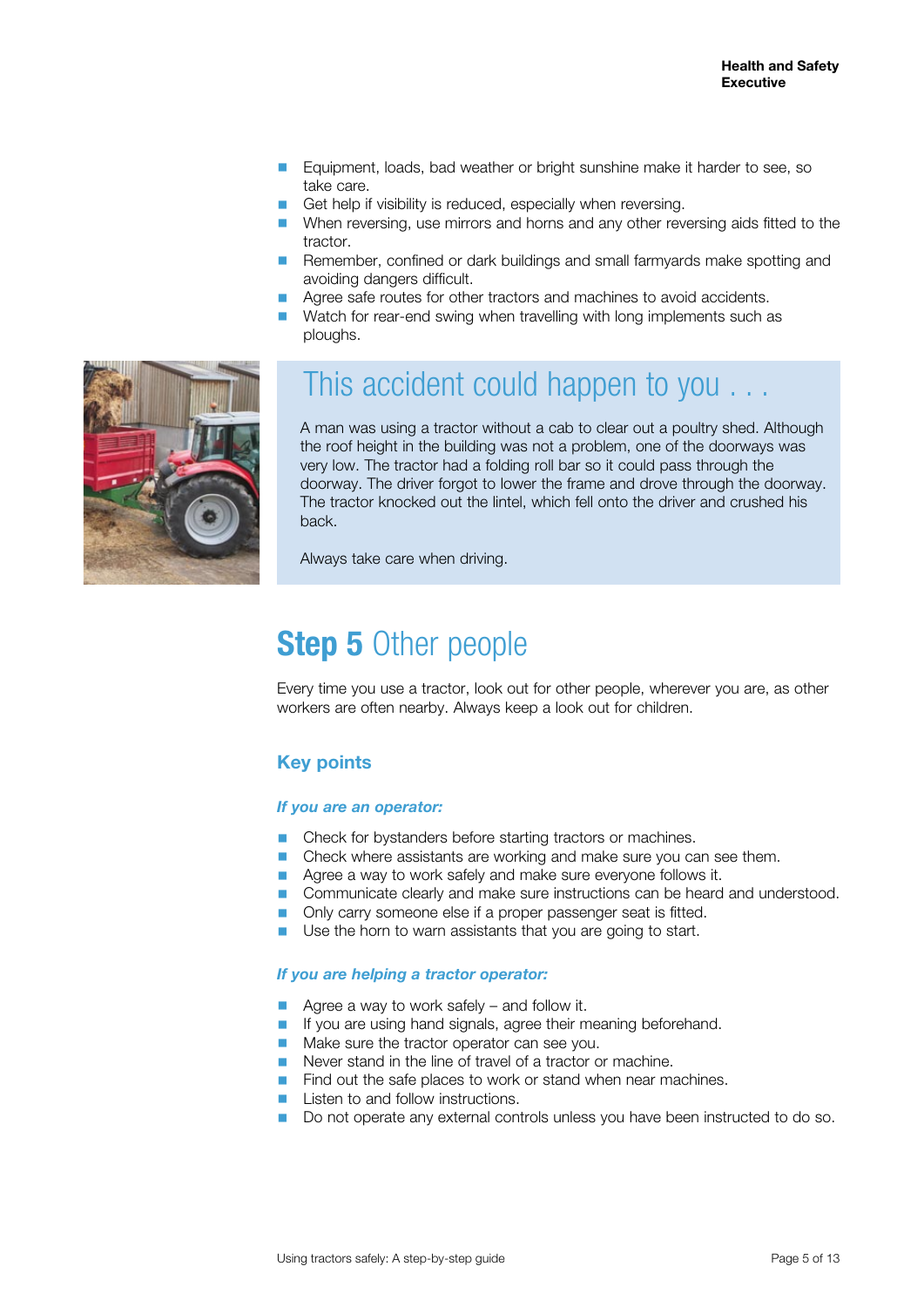- Equipment, loads, bad weather or bright sunshine make it harder to see, so take care.
- Get help if visibility is reduced, especially when reversing.
- When reversing, use mirrors and horns and any other reversing aids fitted to the tractor.
- Remember, confined or dark buildings and small farmyards make spotting and avoiding dangers difficult.
- Agree safe routes for other tractors and machines to avoid accidents.
- Watch for rear-end swing when travelling with long implements such as ploughs.

## This accident could happen to you . . .

A man was using a tractor without a cab to clear out a poultry shed. Although the roof height in the building was not a problem, one of the doorways was very low. The tractor had a folding roll bar so it could pass through the doorway. The driver forgot to lower the frame and drove through the doorway. The tractor knocked out the lintel, which fell onto the driver and crushed his back.

Always take care when driving.

# **Step 5** Other people

Every time you use a tractor, look out for other people, wherever you are, as other workers are often nearby. Always keep a look out for children.

## Key points

***If you are an operator:***

- Check for bystanders before starting tractors or machines.
- Check where assistants are working and make sure you can see them.
- Agree a way to work safely and make sure everyone follows it.
- Communicate clearly and make sure instructions can be heard and understood.
- Only carry someone else if a proper passenger seat is fitted.
- Use the horn to warn assistants that you are going to start.

***If you are helping a tractor operator:***

- Agree a way to work safely – and follow it.
- If you are using hand signals, agree their meaning beforehand.
- Make sure the tractor operator can see you.
- Never stand in the line of travel of a tractor or machine.
- Find out the safe places to work or stand when near machines.
- Listen to and follow instructions.
- Do not operate any external controls unless you have been instructed to do so.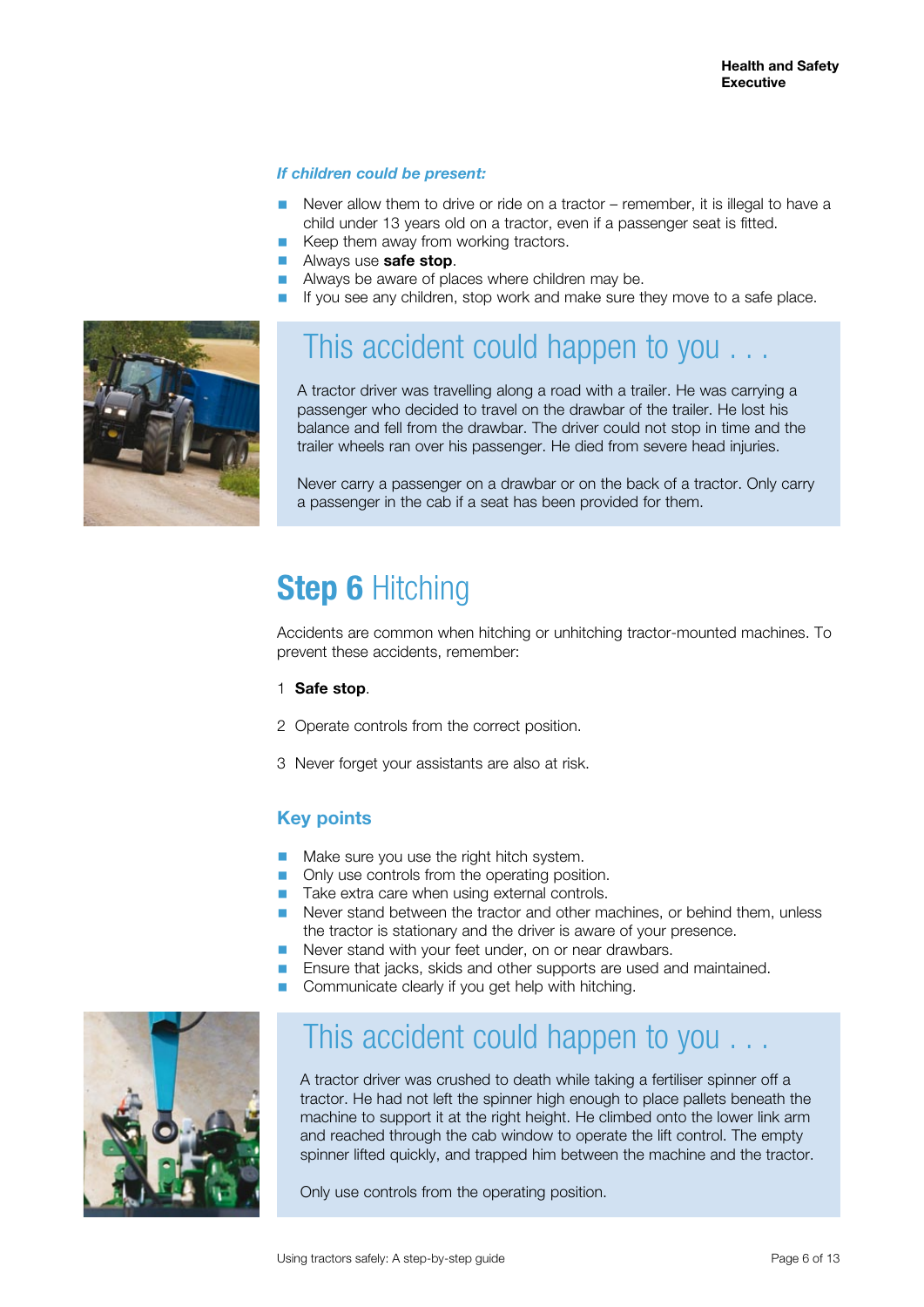***If children could be present:***

- Never allow them to drive or ride on a tractor – remember, it is illegal to have a child under 13 years old on a tractor, even if a passenger seat is fitted.
- Keep them away from working tractors.
- Always use **safe stop**.
- Always be aware of places where children may be.
- If you see any children, stop work and make sure they move to a safe place.

## This accident could happen to you . . .

A tractor driver was travelling along a road with a trailer. He was carrying a passenger who decided to travel on the drawbar of the trailer. He lost his balance and fell from the drawbar. The driver could not stop in time and the trailer wheels ran over his passenger. He died from severe head injuries.

Never carry a passenger on a drawbar or on the back of a tractor. Only carry a passenger in the cab if a seat has been provided for them.

# Step 6 Hitching

Accidents are common when hitching or unhitching tractor-mounted machines. To prevent these accidents, remember:

1 **Safe stop**.

2 Operate controls from the correct position.

3 Never forget your assistants are also at risk.

### Key points

- Make sure you use the right hitch system.
- Only use controls from the operating position.
- Take extra care when using external controls.
- Never stand between the tractor and other machines, or behind them, unless the tractor is stationary and the driver is aware of your presence.
- Never stand with your feet under, on or near drawbars.
- Ensure that jacks, skids and other supports are used and maintained.
- Communicate clearly if you get help with hitching.

## This accident could happen to you . . .

A tractor driver was crushed to death while taking a fertiliser spinner off a tractor. He had not left the spinner high enough to place pallets beneath the machine to support it at the right height. He climbed onto the lower link arm and reached through the cab window to operate the lift control. The empty spinner lifted quickly, and trapped him between the machine and the tractor.

Only use controls from the operating position.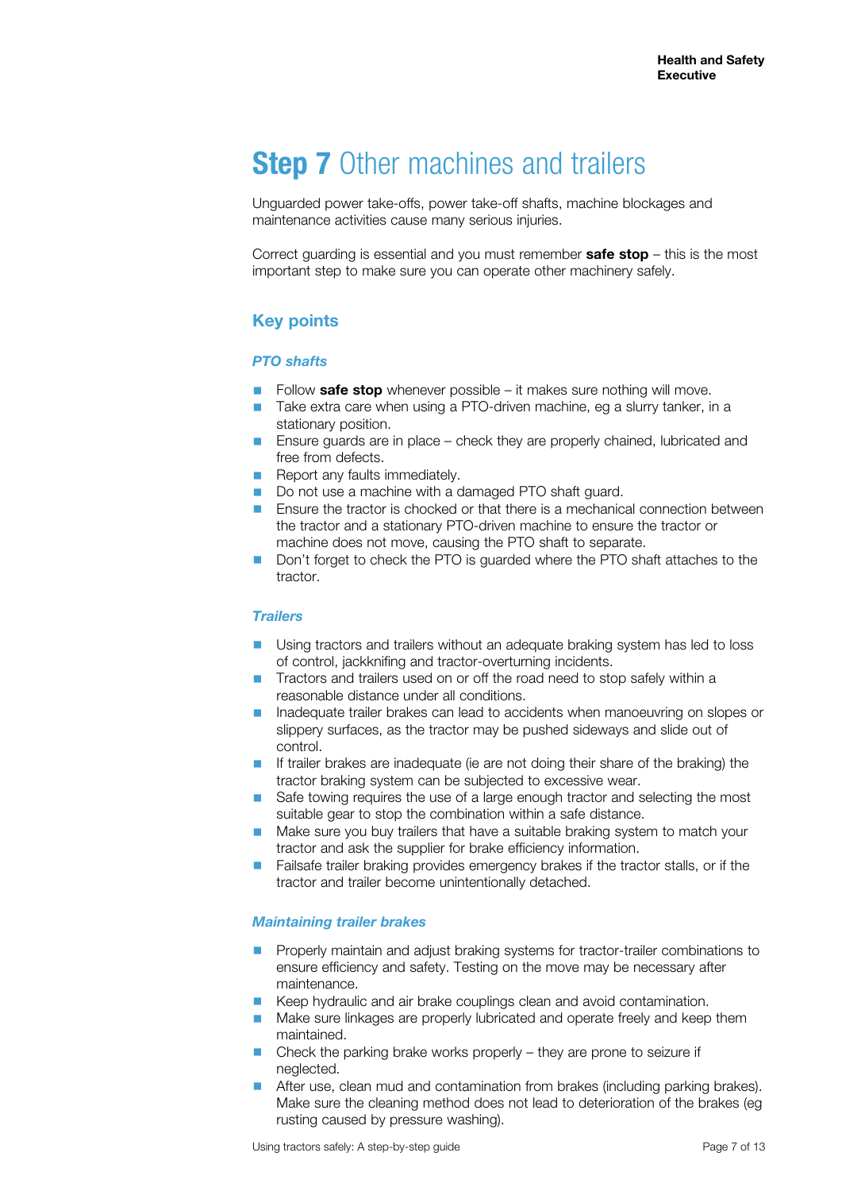# **Step 7** Other machines and trailers

Unguarded power take-offs, power take-off shafts, machine blockages and maintenance activities cause many serious injuries.

Correct guarding is essential and you must remember **safe stop** – this is the most important step to make sure you can operate other machinery safely.

## Key points

### *PTO shafts*

- Follow **safe stop** whenever possible – it makes sure nothing will move.
- Take extra care when using a PTO-driven machine, eg a slurry tanker, in a stationary position.
- Ensure guards are in place – check they are properly chained, lubricated and free from defects.
- Report any faults immediately.
- Do not use a machine with a damaged PTO shaft guard.
- Ensure the tractor is chocked or that there is a mechanical connection between the tractor and a stationary PTO-driven machine to ensure the tractor or machine does not move, causing the PTO shaft to separate.
- Don't forget to check the PTO is guarded where the PTO shaft attaches to the tractor.

### *Trailers*

- Using tractors and trailers without an adequate braking system has led to loss of control, jackknifing and tractor-overturning incidents.
- Tractors and trailers used on or off the road need to stop safely within a reasonable distance under all conditions.
- Inadequate trailer brakes can lead to accidents when manoeuvring on slopes or slippery surfaces, as the tractor may be pushed sideways and slide out of control.
- If trailer brakes are inadequate (ie are not doing their share of the braking) the tractor braking system can be subjected to excessive wear.
- Safe towing requires the use of a large enough tractor and selecting the most suitable gear to stop the combination within a safe distance.
- Make sure you buy trailers that have a suitable braking system to match your tractor and ask the supplier for brake efficiency information.
- Failsafe trailer braking provides emergency brakes if the tractor stalls, or if the tractor and trailer become unintentionally detached.

### *Maintaining trailer brakes*

- Properly maintain and adjust braking systems for tractor-trailer combinations to ensure efficiency and safety. Testing on the move may be necessary after maintenance.
- Keep hydraulic and air brake couplings clean and avoid contamination.
- Make sure linkages are properly lubricated and operate freely and keep them maintained.
- Check the parking brake works properly – they are prone to seizure if neglected.
- After use, clean mud and contamination from brakes (including parking brakes). Make sure the cleaning method does not lead to deterioration of the brakes (eg rusting caused by pressure washing).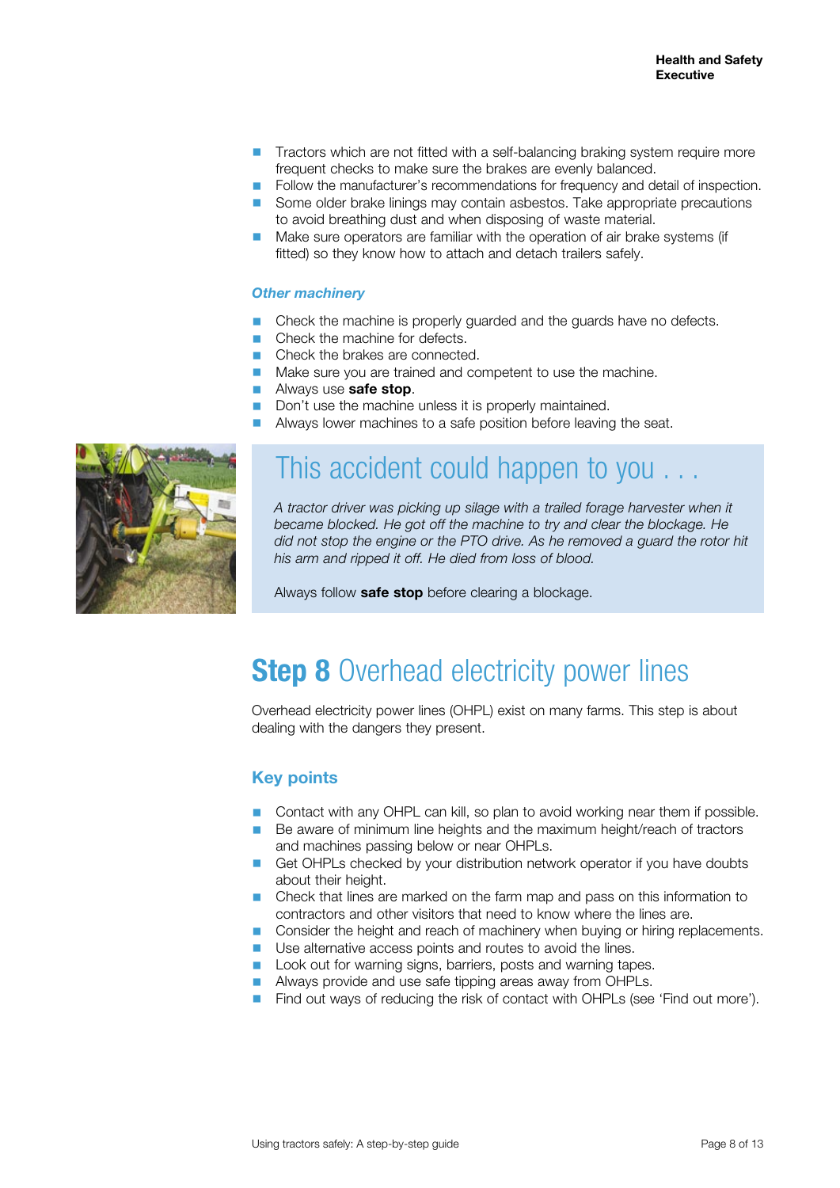- Tractors which are not fitted with a self-balancing braking system require more frequent checks to make sure the brakes are evenly balanced.
- Follow the manufacturer's recommendations for frequency and detail of inspection.
- Some older brake linings may contain asbestos. Take appropriate precautions to avoid breathing dust and when disposing of waste material.
- Make sure operators are familiar with the operation of air brake systems (if fitted) so they know how to attach and detach trailers safely.

### *Other machinery*

- Check the machine is properly guarded and the guards have no defects.
- Check the machine for defects.
- Check the brakes are connected.
- Make sure you are trained and competent to use the machine.
- Always use **safe stop**.
- Don't use the machine unless it is properly maintained.
- Always lower machines to a safe position before leaving the seat.

## This accident could happen to you . . .

*A tractor driver was picking up silage with a trailed forage harvester when it became blocked. He got off the machine to try and clear the blockage. He did not stop the engine or the PTO drive. As he removed a guard the rotor hit his arm and ripped it off. He died from loss of blood.*

Always follow **safe stop** before clearing a blockage.

# **Step 8** Overhead electricity power lines

Overhead electricity power lines (OHPL) exist on many farms. This step is about dealing with the dangers they present.

## Key points

- Contact with any OHPL can kill, so plan to avoid working near them if possible.
- Be aware of minimum line heights and the maximum height/reach of tractors and machines passing below or near OHPLs.
- Get OHPLs checked by your distribution network operator if you have doubts about their height.
- Check that lines are marked on the farm map and pass on this information to contractors and other visitors that need to know where the lines are.
- Consider the height and reach of machinery when buying or hiring replacements.
- Use alternative access points and routes to avoid the lines.
- Look out for warning signs, barriers, posts and warning tapes.
- Always provide and use safe tipping areas away from OHPLs.
- Find out ways of reducing the risk of contact with OHPLs (see 'Find out more').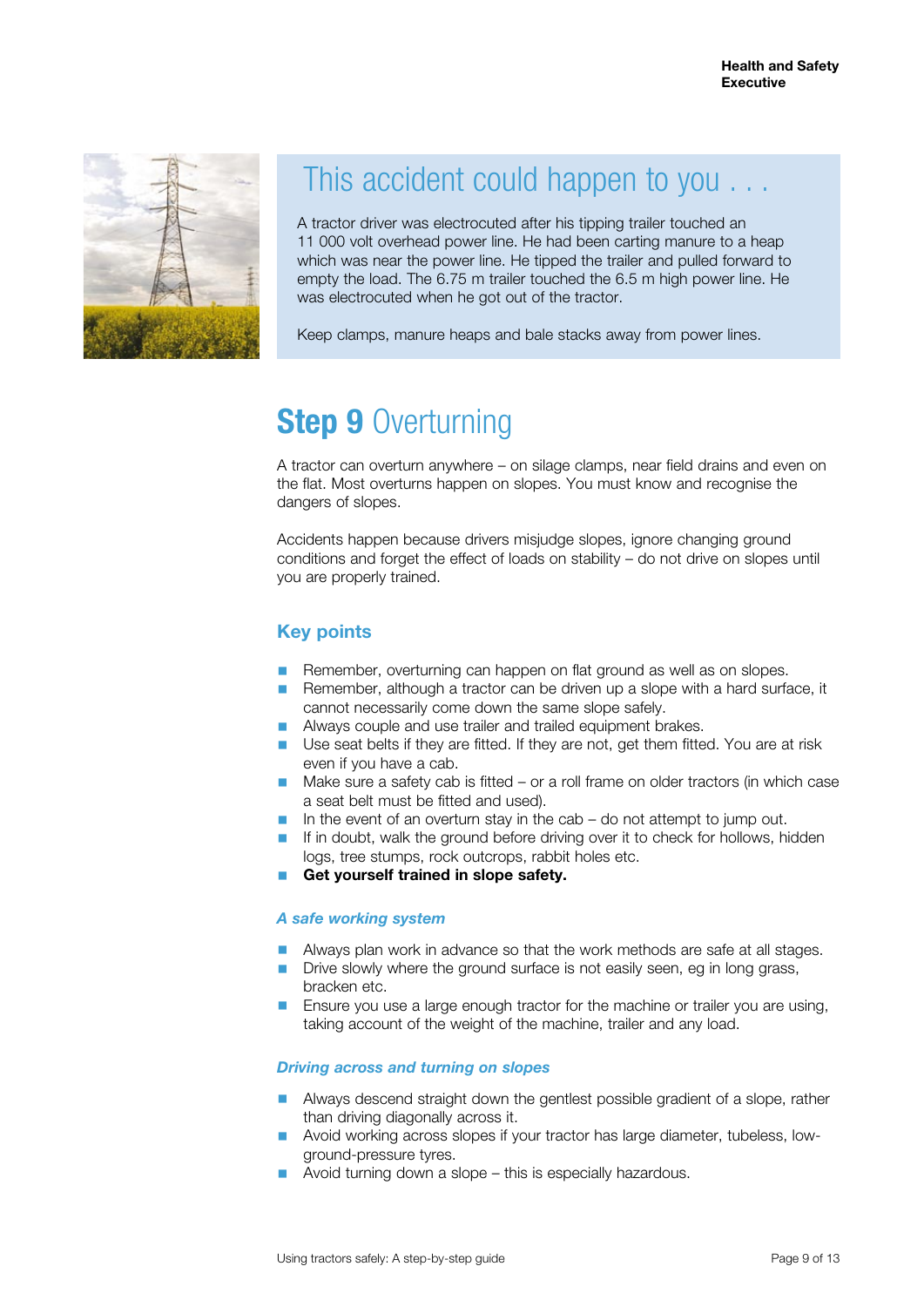## This accident could happen to you . . .

A tractor driver was electrocuted after his tipping trailer touched an 11 000 volt overhead power line. He had been carting manure to a heap which was near the power line. He tipped the trailer and pulled forward to empty the load. The 6.75 m trailer touched the 6.5 m high power line. He was electrocuted when he got out of the tractor.

Keep clamps, manure heaps and bale stacks away from power lines.

# Step 9 Overturning

A tractor can overturn anywhere – on silage clamps, near field drains and even on the flat. Most overturns happen on slopes. You must know and recognise the dangers of slopes.

Accidents happen because drivers misjudge slopes, ignore changing ground conditions and forget the effect of loads on stability – do not drive on slopes until you are properly trained.

## Key points

- Remember, overturning can happen on flat ground as well as on slopes.
- Remember, although a tractor can be driven up a slope with a hard surface, it cannot necessarily come down the same slope safely.
- Always couple and use trailer and trailed equipment brakes.
- Use seat belts if they are fitted. If they are not, get them fitted. You are at risk even if you have a cab.
- Make sure a safety cab is fitted – or a roll frame on older tractors (in which case a seat belt must be fitted and used).
- In the event of an overturn stay in the cab – do not attempt to jump out.
- If in doubt, walk the ground before driving over it to check for hollows, hidden logs, tree stumps, rock outcrops, rabbit holes etc.
- **Get yourself trained in slope safety.**

### *A safe working system*

- Always plan work in advance so that the work methods are safe at all stages.
- Drive slowly where the ground surface is not easily seen, eg in long grass, bracken etc.
- Ensure you use a large enough tractor for the machine or trailer you are using, taking account of the weight of the machine, trailer and any load.

### *Driving across and turning on slopes*

- Always descend straight down the gentlest possible gradient of a slope, rather than driving diagonally across it.
- Avoid working across slopes if your tractor has large diameter, tubeless, low-ground-pressure tyres.
- Avoid turning down a slope – this is especially hazardous.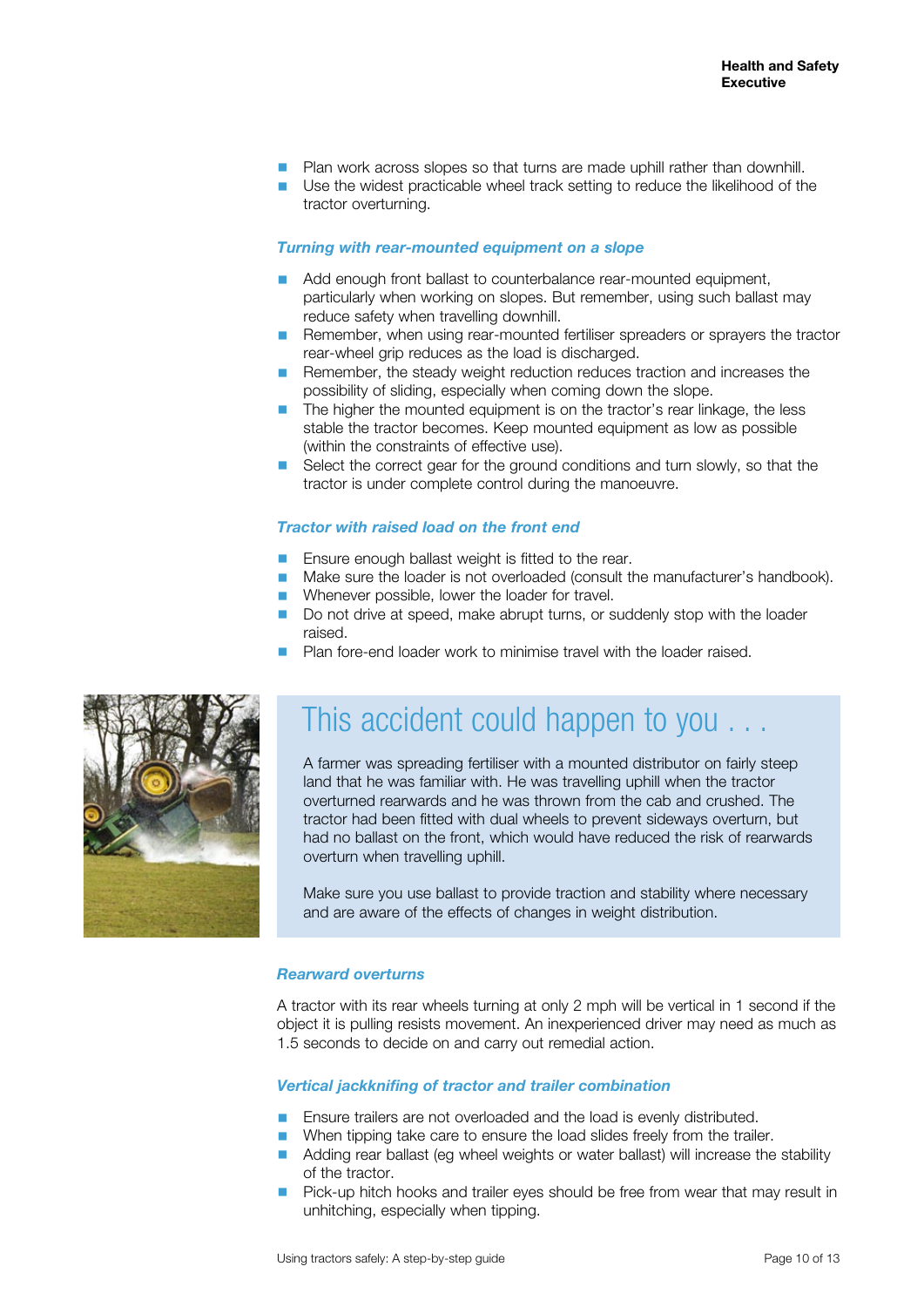- Plan work across slopes so that turns are made uphill rather than downhill.
- Use the widest practicable wheel track setting to reduce the likelihood of the tractor overturning.

### *Turning with rear-mounted equipment on a slope*

- Add enough front ballast to counterbalance rear-mounted equipment, particularly when working on slopes. But remember, using such ballast may reduce safety when travelling downhill.
- Remember, when using rear-mounted fertiliser spreaders or sprayers the tractor rear-wheel grip reduces as the load is discharged.
- Remember, the steady weight reduction reduces traction and increases the possibility of sliding, especially when coming down the slope.
- The higher the mounted equipment is on the tractor's rear linkage, the less stable the tractor becomes. Keep mounted equipment as low as possible (within the constraints of effective use).
- Select the correct gear for the ground conditions and turn slowly, so that the tractor is under complete control during the manoeuvre.

### *Tractor with raised load on the front end*

- Ensure enough ballast weight is fitted to the rear.
- Make sure the loader is not overloaded (consult the manufacturer's handbook).
- Whenever possible, lower the loader for travel.
- Do not drive at speed, make abrupt turns, or suddenly stop with the loader raised.
- Plan fore-end loader work to minimise travel with the loader raised.

## This accident could happen to you . . .

A farmer was spreading fertiliser with a mounted distributor on fairly steep land that he was familiar with. He was travelling uphill when the tractor overturned rearwards and he was thrown from the cab and crushed. The tractor had been fitted with dual wheels to prevent sideways overturn, but had no ballast on the front, which would have reduced the risk of rearwards overturn when travelling uphill.

Make sure you use ballast to provide traction and stability where necessary and are aware of the effects of changes in weight distribution.

### *Rearward overturns*

A tractor with its rear wheels turning at only 2 mph will be vertical in 1 second if the object it is pulling resists movement. An inexperienced driver may need as much as 1.5 seconds to decide on and carry out remedial action.

### *Vertical jackknifing of tractor and trailer combination*

- Ensure trailers are not overloaded and the load is evenly distributed.
- When tipping take care to ensure the load slides freely from the trailer.
- Adding rear ballast (eg wheel weights or water ballast) will increase the stability of the tractor.
- Pick-up hitch hooks and trailer eyes should be free from wear that may result in unhitching, especially when tipping.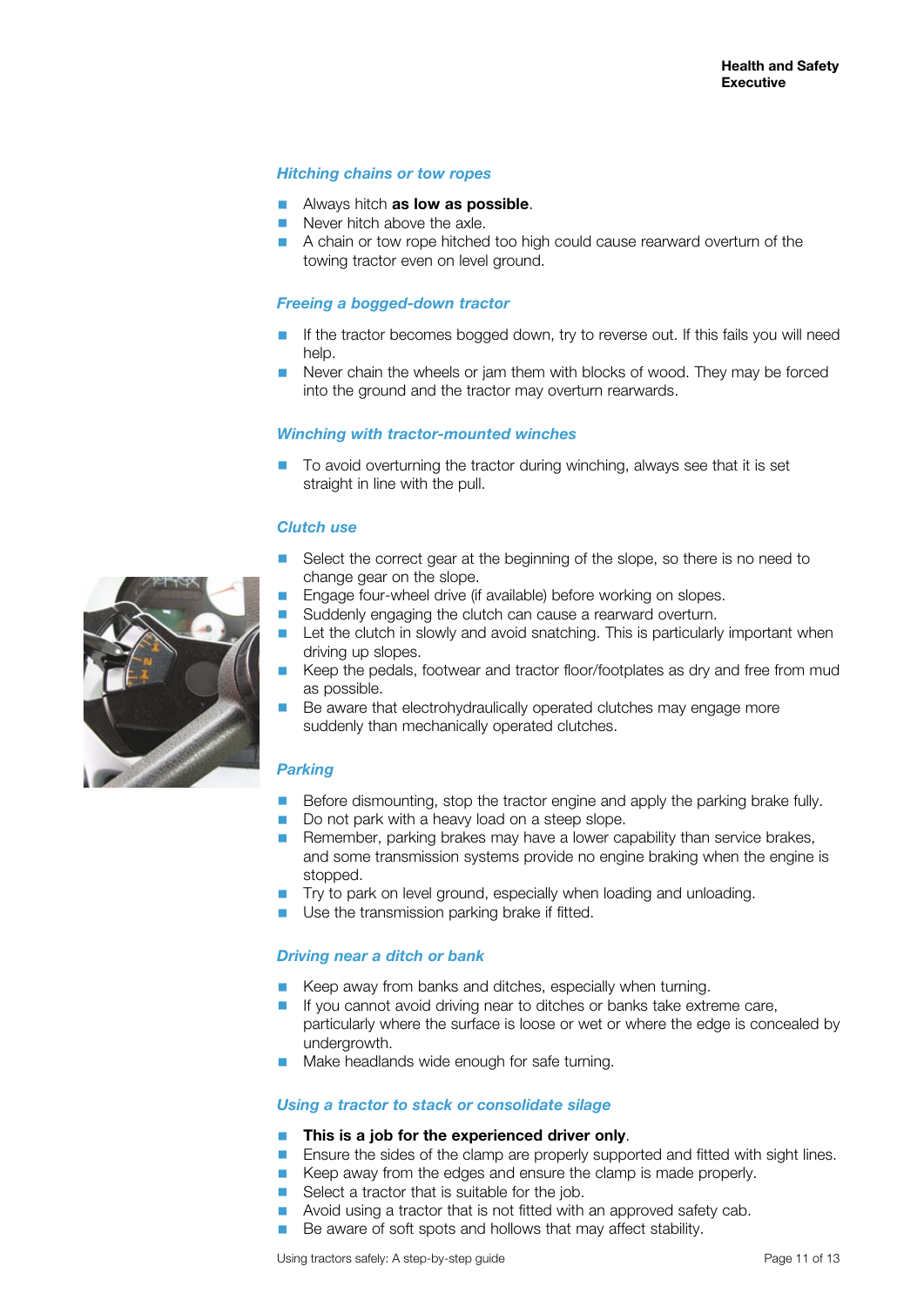### *Hitching chains or tow ropes*

- Always hitch **as low as possible**.
- Never hitch above the axle.
- A chain or tow rope hitched too high could cause rearward overturn of the towing tractor even on level ground.

### *Freeing a bogged-down tractor*

- If the tractor becomes bogged down, try to reverse out. If this fails you will need help.
- Never chain the wheels or jam them with blocks of wood. They may be forced into the ground and the tractor may overturn rearwards.

### *Winching with tractor-mounted winches*

- To avoid overturning the tractor during winching, always see that it is set straight in line with the pull.

### *Clutch use*

- Select the correct gear at the beginning of the slope, so there is no need to change gear on the slope.
- Engage four-wheel drive (if available) before working on slopes.
- Suddenly engaging the clutch can cause a rearward overturn.
- Let the clutch in slowly and avoid snatching. This is particularly important when driving up slopes.
- Keep the pedals, footwear and tractor floor/footplates as dry and free from mud as possible.
- Be aware that electrohydraulically operated clutches may engage more suddenly than mechanically operated clutches.

### *Parking*

- Before dismounting, stop the tractor engine and apply the parking brake fully.
- Do not park with a heavy load on a steep slope.
- Remember, parking brakes may have a lower capability than service brakes, and some transmission systems provide no engine braking when the engine is stopped.
- Try to park on level ground, especially when loading and unloading.
- Use the transmission parking brake if fitted.

### *Driving near a ditch or bank*

- Keep away from banks and ditches, especially when turning.
- If you cannot avoid driving near to ditches or banks take extreme care, particularly where the surface is loose or wet or where the edge is concealed by undergrowth.
- Make headlands wide enough for safe turning.

### *Using a tractor to stack or consolidate silage*

- **This is a job for the experienced driver only**.
- Ensure the sides of the clamp are properly supported and fitted with sight lines.
- Keep away from the edges and ensure the clamp is made properly.
- Select a tractor that is suitable for the job.
- Avoid using a tractor that is not fitted with an approved safety cab.
- Be aware of soft spots and hollows that may affect stability.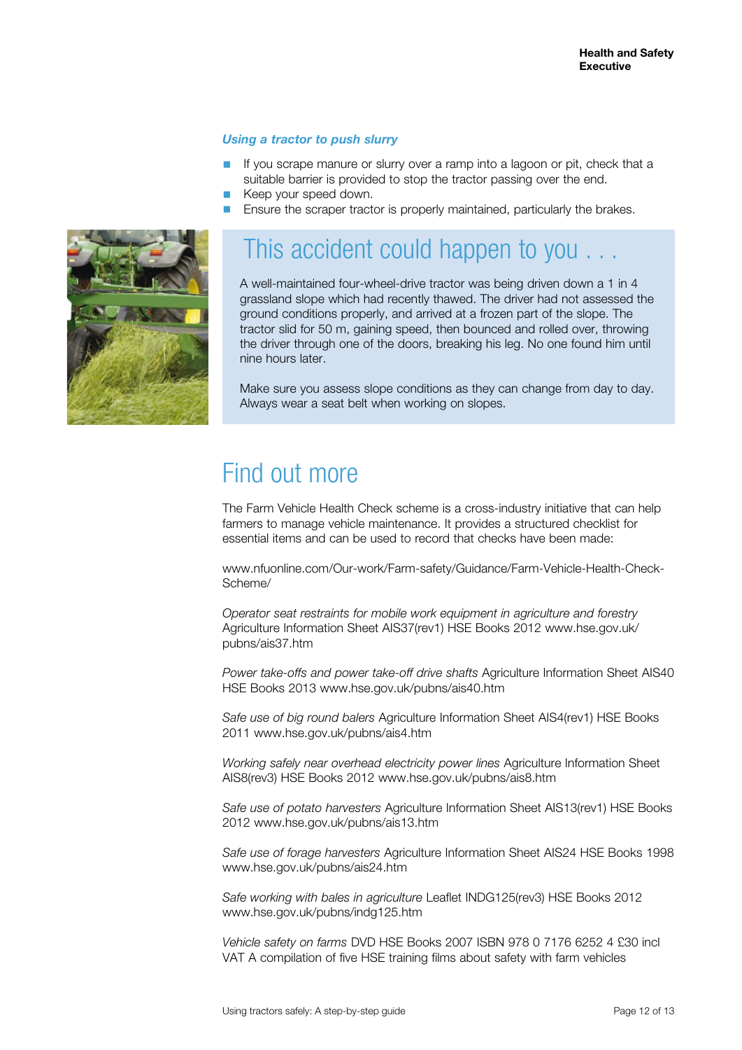### *Using a tractor to push slurry*

- If you scrape manure or slurry over a ramp into a lagoon or pit, check that a suitable barrier is provided to stop the tractor passing over the end.
- Keep your speed down.
- Ensure the scraper tractor is properly maintained, particularly the brakes.

## This accident could happen to you . . .

A well-maintained four-wheel-drive tractor was being driven down a 1 in 4 grassland slope which had recently thawed. The driver had not assessed the ground conditions properly, and arrived at a frozen part of the slope. The tractor slid for 50 m, gaining speed, then bounced and rolled over, throwing the driver through one of the doors, breaking his leg. No one found him until nine hours later.

Make sure you assess slope conditions as they can change from day to day. Always wear a seat belt when working on slopes.

# Find out more

The Farm Vehicle Health Check scheme is a cross-industry initiative that can help farmers to manage vehicle maintenance. It provides a structured checklist for essential items and can be used to record that checks have been made:

www.nfuonline.com/Our-work/Farm-safety/Guidance/Farm-Vehicle-Health-Check-Scheme/

*Operator seat restraints for mobile work equipment in agriculture and forestry* Agriculture Information Sheet AIS37(rev1) HSE Books 2012 www.hse.gov.uk/pubns/ais37.htm

*Power take-offs and power take-off drive shafts* Agriculture Information Sheet AIS40 HSE Books 2013 www.hse.gov.uk/pubns/ais40.htm

*Safe use of big round balers* Agriculture Information Sheet AIS4(rev1) HSE Books 2011 www.hse.gov.uk/pubns/ais4.htm

*Working safely near overhead electricity power lines* Agriculture Information Sheet AIS8(rev3) HSE Books 2012 www.hse.gov.uk/pubns/ais8.htm

*Safe use of potato harvesters* Agriculture Information Sheet AIS13(rev1) HSE Books 2012 www.hse.gov.uk/pubns/ais13.htm

*Safe use of forage harvesters* Agriculture Information Sheet AIS24 HSE Books 1998 www.hse.gov.uk/pubns/ais24.htm

*Safe working with bales in agriculture* Leaflet INDG125(rev3) HSE Books 2012 www.hse.gov.uk/pubns/indg125.htm

*Vehicle safety on farms* DVD HSE Books 2007 ISBN 978 0 7176 6252 4 £30 incl VAT A compilation of five HSE training films about safety with farm vehicles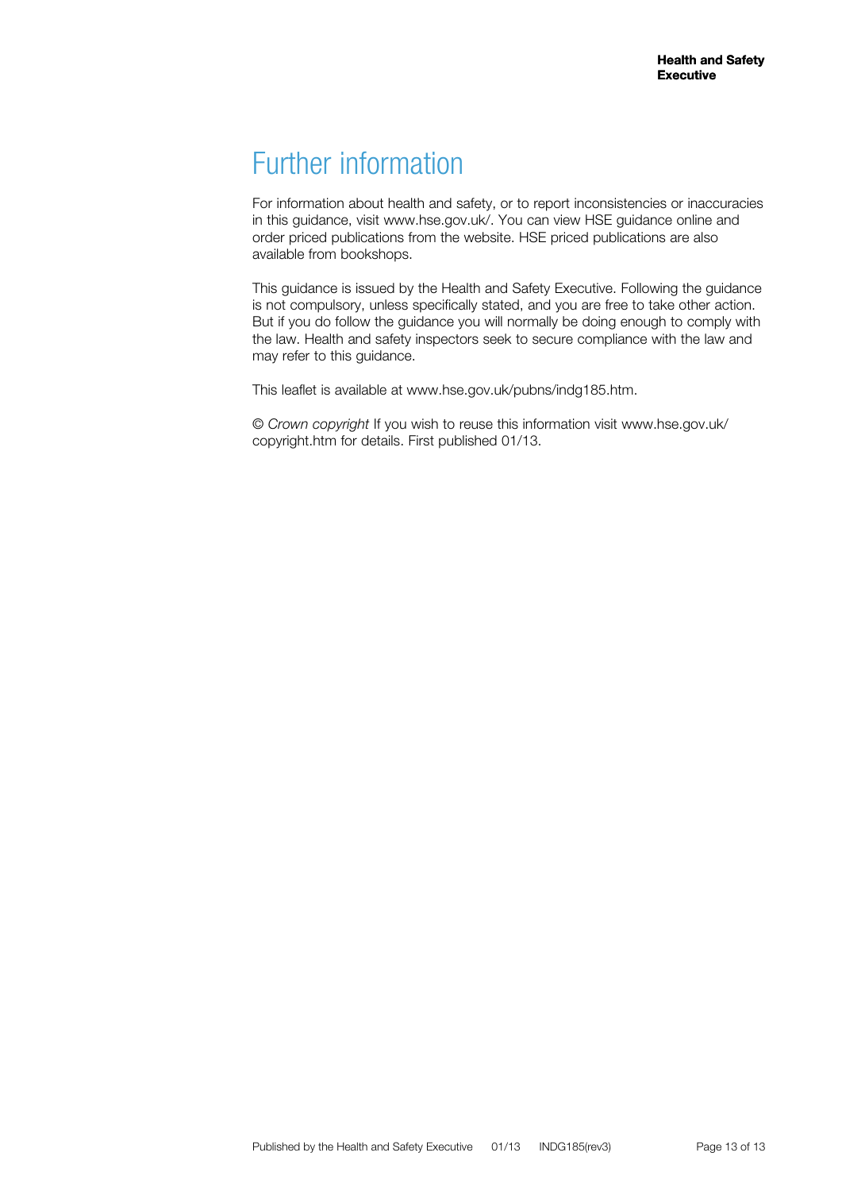# Further information

For information about health and safety, or to report inconsistencies or inaccuracies in this guidance, visit www.hse.gov.uk/. You can view HSE guidance online and order priced publications from the website. HSE priced publications are also available from bookshops.

This guidance is issued by the Health and Safety Executive. Following the guidance is not compulsory, unless specifically stated, and you are free to take other action. But if you do follow the guidance you will normally be doing enough to comply with the law. Health and safety inspectors seek to secure compliance with the law and may refer to this guidance.

This leaflet is available at www.hse.gov.uk/pubns/indg185.htm.

© *Crown copyright* If you wish to reuse this information visit www.hse.gov.uk/copyright.htm for details. First published 01/13.